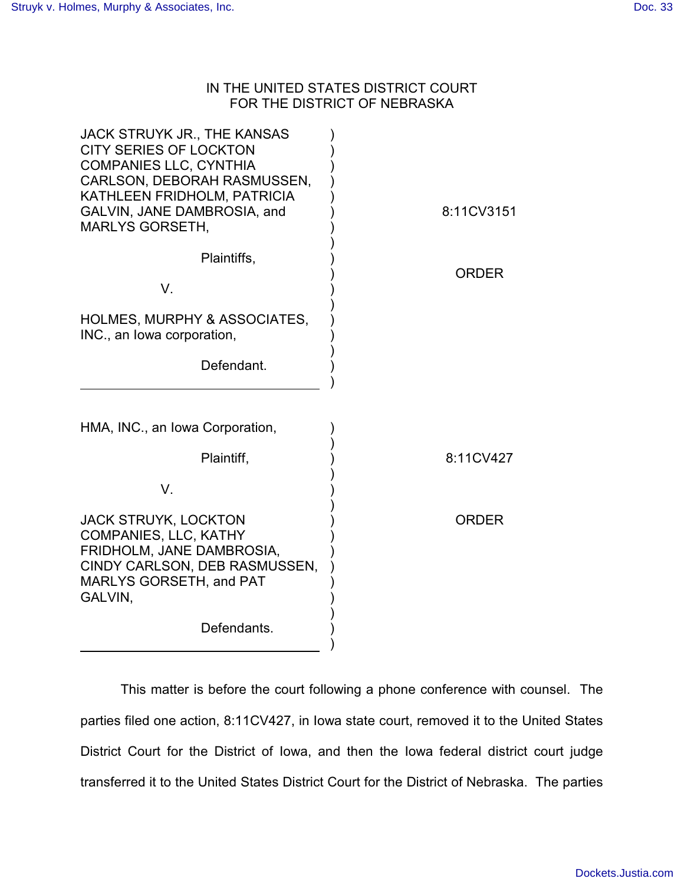IN THE UNITED STATES DISTRICT COURT
FOR THE DISTRICT OF NEBRASKA

| | |
|---|---|
| JACK STRUYK JR., THE KANSAS CITY SERIES OF LOCKTON COMPANIES LLC, CYNTHIA CARLSON, DEBORAH RASMUSSEN, KATHLEEN FRIDHOLM, PATRICIA GALVIN, JANE DAMBROSIA, and MARLYS GORSETH,<br><br>Plaintiffs,<br><br>V.<br><br>HOLMES, MURPHY & ASSOCIATES, INC., an Iowa corporation,<br><br>Defendant. | 8:11CV3151<br><br>ORDER |
| HMA, INC., an Iowa Corporation,<br><br>Plaintiff,<br><br>V.<br><br>JACK STRUYK, LOCKTON COMPANIES, LLC, KATHY FRIDHOLM, JANE DAMBROSIA, CINDY CARLSON, DEB RASMUSSEN, MARLYS GORSETH, and PAT GALVIN,<br><br>Defendants. | 8:11CV427<br><br>ORDER |

This matter is before the court following a phone conference with counsel. The parties filed one action, 8:11CV427, in Iowa state court, removed it to the United States District Court for the District of Iowa, and then the Iowa federal district court judge transferred it to the United States District Court for the District of Nebraska. The parties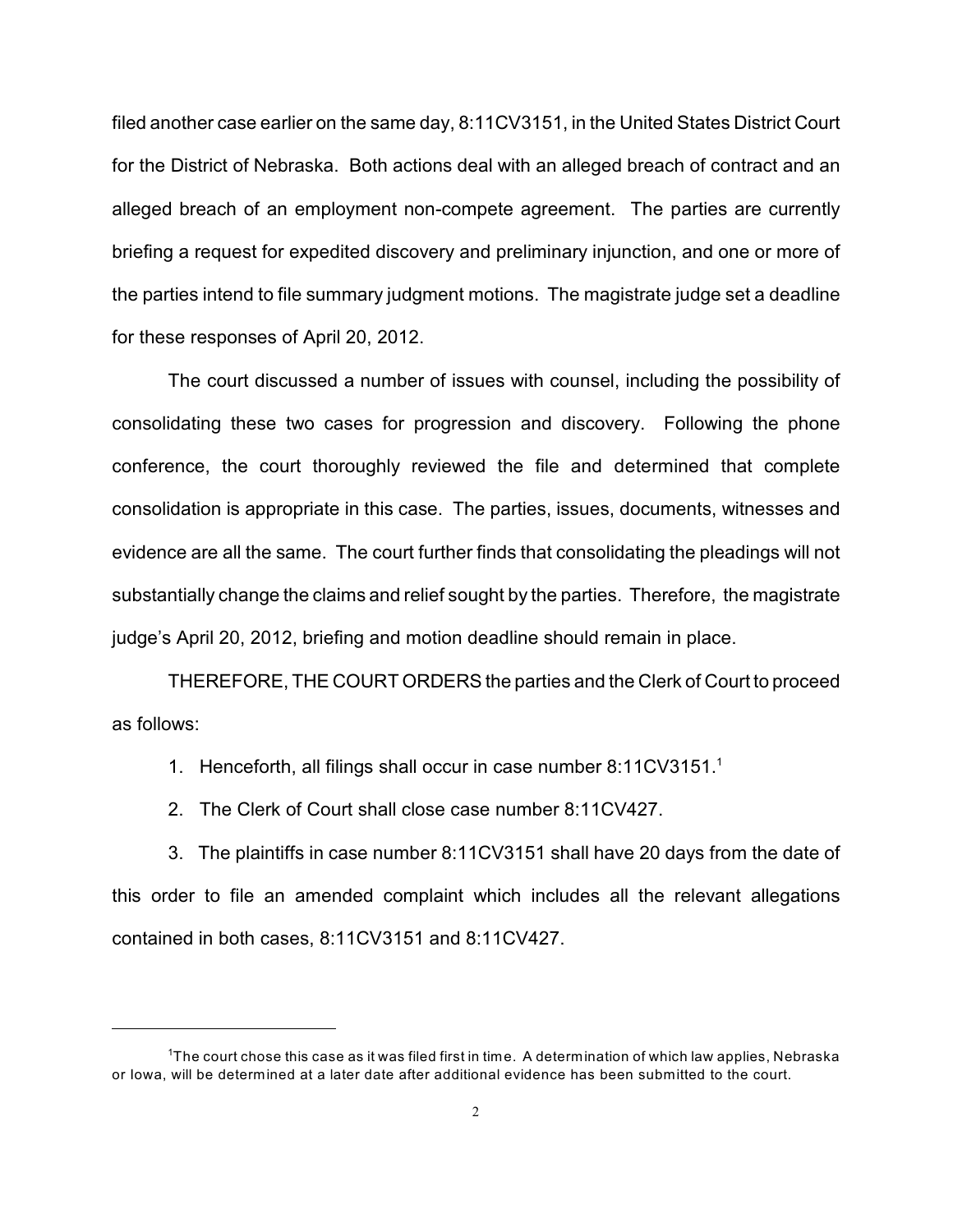filed another case earlier on the same day, 8:11CV3151, in the United States District Court for the District of Nebraska. Both actions deal with an alleged breach of contract and an alleged breach of an employment non-compete agreement. The parties are currently briefing a request for expedited discovery and preliminary injunction, and one or more of the parties intend to file summary judgment motions. The magistrate judge set a deadline for these responses of April 20, 2012.

The court discussed a number of issues with counsel, including the possibility of consolidating these two cases for progression and discovery. Following the phone conference, the court thoroughly reviewed the file and determined that complete consolidation is appropriate in this case. The parties, issues, documents, witnesses and evidence are all the same. The court further finds that consolidating the pleadings will not substantially change the claims and relief sought by the parties. Therefore, the magistrate judge's April 20, 2012, briefing and motion deadline should remain in place.

THEREFORE, THE COURT ORDERS the parties and the Clerk of Court to proceed as follows:

1. Henceforth, all filings shall occur in case number 8:11CV3151.[1]

2. The Clerk of Court shall close case number 8:11CV427.

3. The plaintiffs in case number 8:11CV3151 shall have 20 days from the date of this order to file an amended complaint which includes all the relevant allegations contained in both cases, 8:11CV3151 and 8:11CV427.

---

[1]The court chose this case as it was filed first in time. A determination of which law applies, Nebraska or Iowa, will be determined at a later date after additional evidence has been submitted to the court.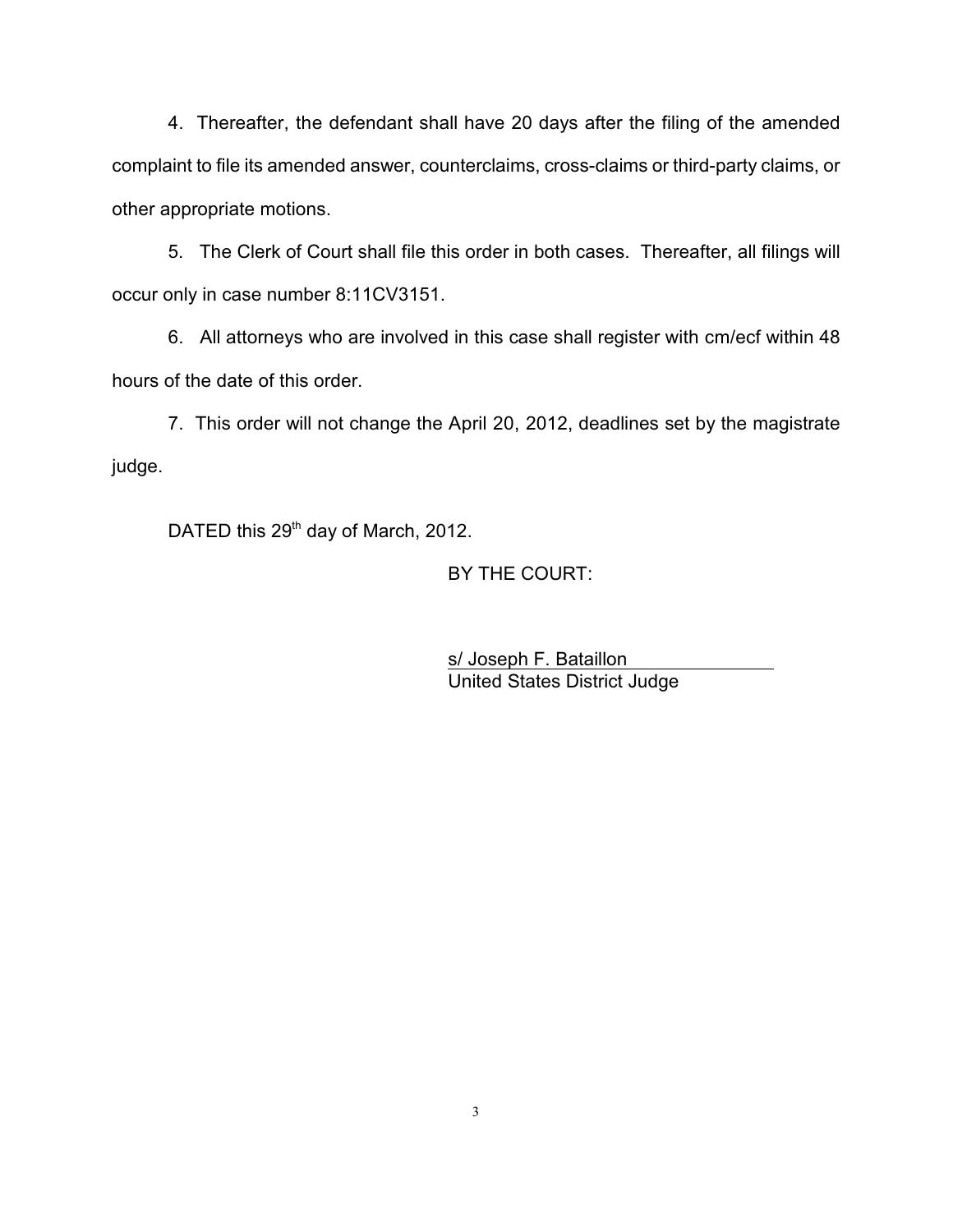4. Thereafter, the defendant shall have 20 days after the filing of the amended complaint to file its amended answer, counterclaims, cross-claims or third-party claims, or other appropriate motions.

5. The Clerk of Court shall file this order in both cases. Thereafter, all filings will occur only in case number 8:11CV3151.

6. All attorneys who are involved in this case shall register with cm/ecf within 48 hours of the date of this order.

7. This order will not change the April 20, 2012, deadlines set by the magistrate judge.

DATED this 29th day of March, 2012.

BY THE COURT:

s/ Joseph F. Bataillon
United States District Judge